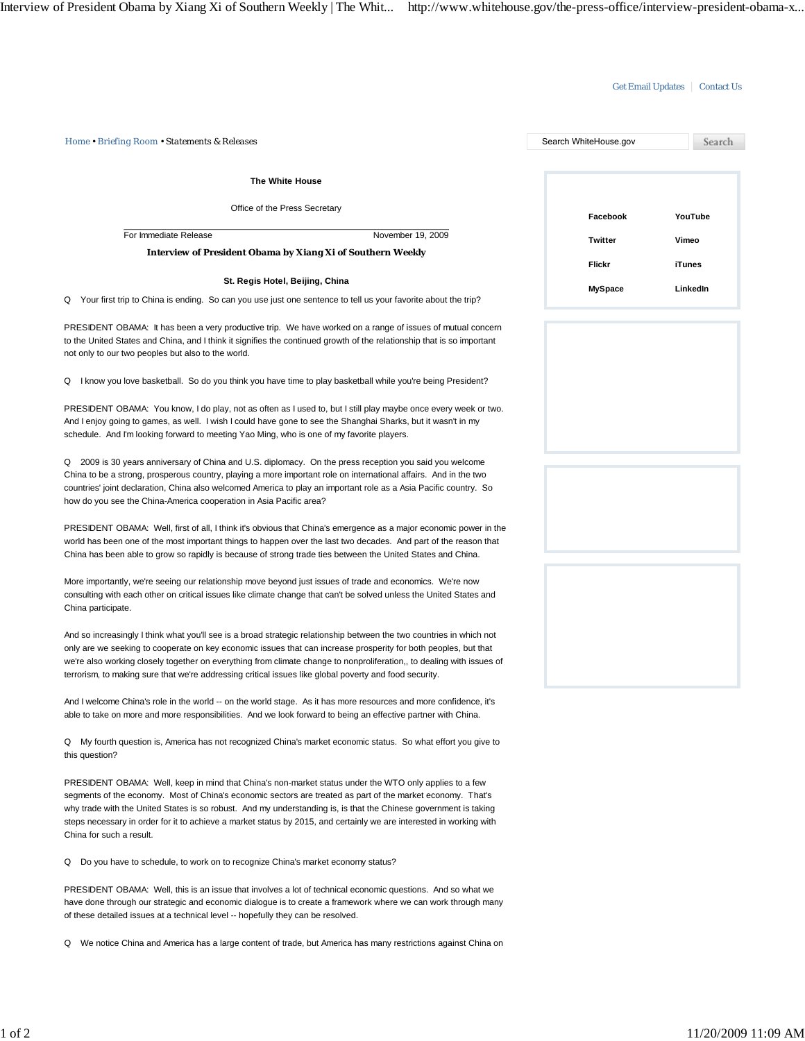Get Email Updates | Contact Us

Home • Briefing Room • Statements & Releases

Search WhiteHouse.gov Search

Facebook YouTube
Twitter Vimeo
Flickr iTunes
MySpace LinkedIn

**The White House**

Office of the Press Secretary

For Immediate Release November 19, 2009

## Interview of President Obama by Xiang Xi of Southern Weekly

**St. Regis Hotel, Beijing, China**

Q Your first trip to China is ending. So can you use just one sentence to tell us your favorite about the trip?

PRESIDENT OBAMA: It has been a very productive trip. We have worked on a range of issues of mutual concern to the United States and China, and I think it signifies the continued growth of the relationship that is so important not only to our two peoples but also to the world.

Q I know you love basketball. So do you think you have time to play basketball while you're being President?

PRESIDENT OBAMA: You know, I do play, not as often as I used to, but I still play maybe once every week or two. And I enjoy going to games, as well. I wish I could have gone to see the Shanghai Sharks, but it wasn't in my schedule. And I'm looking forward to meeting Yao Ming, who is one of my favorite players.

Q 2009 is 30 years anniversary of China and U.S. diplomacy. On the press reception you said you welcome China to be a strong, prosperous country, playing a more important role on international affairs. And in the two countries' joint declaration, China also welcomed America to play an important role as a Asia Pacific country. So how do you see the China-America cooperation in Asia Pacific area?

PRESIDENT OBAMA: Well, first of all, I think it's obvious that China's emergence as a major economic power in the world has been one of the most important things to happen over the last two decades. And part of the reason that China has been able to grow so rapidly is because of strong trade ties between the United States and China.

More importantly, we're seeing our relationship move beyond just issues of trade and economics. We're now consulting with each other on critical issues like climate change that can't be solved unless the United States and China participate.

And so increasingly I think what you'll see is a broad strategic relationship between the two countries in which not only are we seeking to cooperate on key economic issues that can increase prosperity for both peoples, but that we're also working closely together on everything from climate change to nonproliferation,, to dealing with issues of terrorism, to making sure that we're addressing critical issues like global poverty and food security.

And I welcome China's role in the world -- on the world stage. As it has more resources and more confidence, it's able to take on more and more responsibilities. And we look forward to being an effective partner with China.

Q My fourth question is, America has not recognized China's market economic status. So what effort you give to this question?

PRESIDENT OBAMA: Well, keep in mind that China's non-market status under the WTO only applies to a few segments of the economy. Most of China's economic sectors are treated as part of the market economy. That's why trade with the United States is so robust. And my understanding is, is that the Chinese government is taking steps necessary in order for it to achieve a market status by 2015, and certainly we are interested in working with China for such a result.

Q Do you have to schedule, to work on to recognize China's market economy status?

PRESIDENT OBAMA: Well, this is an issue that involves a lot of technical economic questions. And so what we have done through our strategic and economic dialogue is to create a framework where we can work through many of these detailed issues at a technical level -- hopefully they can be resolved.

Q We notice China and America has a large content of trade, but America has many restrictions against China on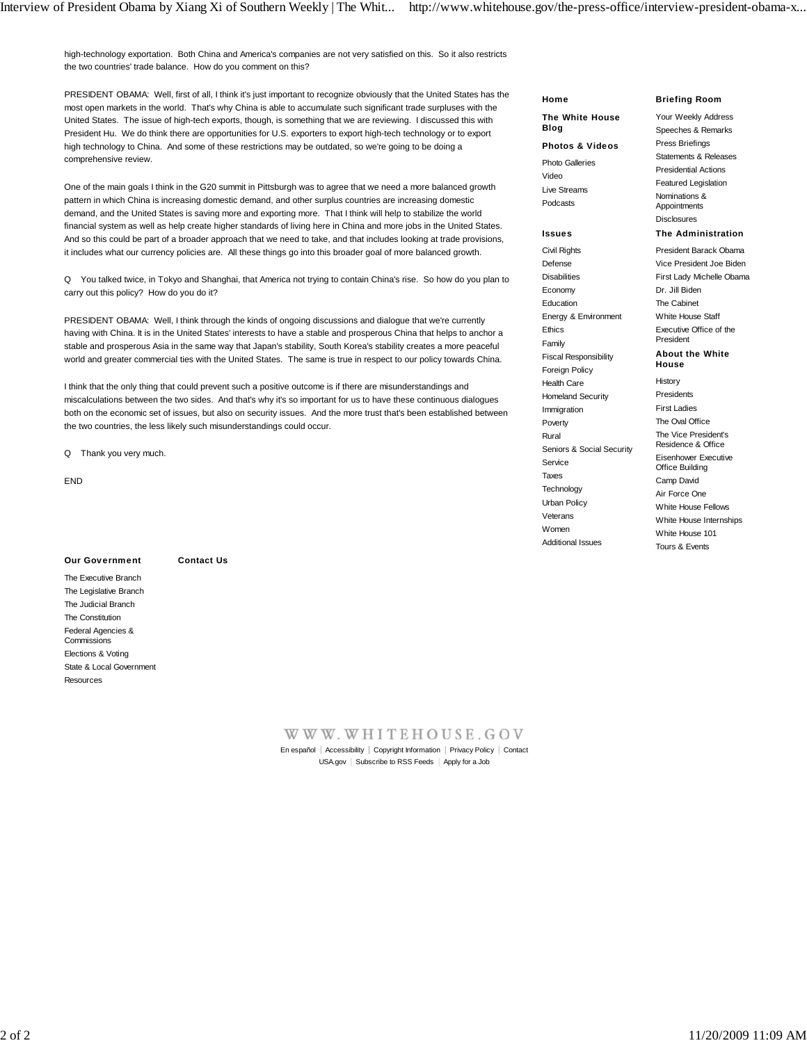high-technology exportation.  Both China and America's companies are not very satisfied on this.  So it also restricts the two countries' trade balance.  How do you comment on this?

PRESIDENT OBAMA:  Well, first of all, I think it's just important to recognize obviously that the United States has the most open markets in the world.  That's why China is able to accumulate such significant trade surpluses with the United States.  The issue of high-tech exports, though, is something that we are reviewing.  I discussed this with President Hu.  We do think there are opportunities for U.S. exporters to export high-tech technology or to export high technology to China.  And some of these restrictions may be outdated, so we're going to be doing a comprehensive review.

One of the main goals I think in the G20 summit in Pittsburgh was to agree that we need a more balanced growth pattern in which China is increasing domestic demand, and other surplus countries are increasing domestic demand, and the United States is saving more and exporting more.  That I think will help to stabilize the world financial system as well as help create higher standards of living here in China and more jobs in the United States.  And so this could be part of a broader approach that we need to take, and that includes looking at trade provisions, it includes what our currency policies are.  All these things go into this broader goal of more balanced growth.

Q    You talked twice, in Tokyo and Shanghai, that America not trying to contain China's rise.  So how do you plan to carry out this policy?  How do you do it?

PRESIDENT OBAMA:  Well, I think through the kinds of ongoing discussions and dialogue that we're currently having with China. It is in the United States' interests to have a stable and prosperous China that helps to anchor a stable and prosperous Asia in the same way that Japan's stability, South Korea's stability creates a more peaceful world and greater commercial ties with the United States.  The same is true in respect to our policy towards China.

I think that the only thing that could prevent such a positive outcome is if there are misunderstandings and miscalculations between the two sides.  And that's why it's so important for us to have these continuous dialogues both on the economic set of issues, but also on security issues.  And the more trust that's been established between the two countries, the less likely such misunderstandings could occur.

Q    Thank you very much.

END

**Home**

**The White House Blog**

**Photos & Videos**

Photo Galleries
Video
Live Streams
Podcasts

**Issues**

Civil Rights
Defense
Disabilities
Economy
Education
Energy & Environment
Ethics
Family
Fiscal Responsibility
Foreign Policy
Health Care
Homeland Security
Immigration
Poverty
Rural
Seniors & Social Security
Service
Taxes
Technology
Urban Policy
Veterans
Women
Additional Issues

**Briefing Room**

Your Weekly Address
Speeches & Remarks
Press Briefings
Statements & Releases
Presidential Actions
Featured Legislation
Nominations & Appointments
Disclosures

**The Administration**

President Barack Obama
Vice President Joe Biden
First Lady Michelle Obama
Dr. Jill Biden
The Cabinet
White House Staff
Executive Office of the President

**About the White House**

History
Presidents
First Ladies
The Oval Office
The Vice President's Residence & Office
Eisenhower Executive Office Building
Camp David
Air Force One
White House Fellows
White House Internships
White House 101
Tours & Events

**Our Government**

The Executive Branch
The Legislative Branch
The Judicial Branch
The Constitution
Federal Agencies & Commissions
Elections & Voting
State & Local Government
Resources

**Contact Us**

WWW.WHITEHOUSE.GOV

En español | Accessibility | Copyright Information | Privacy Policy | Contact
USA.gov | Subscribe to RSS Feeds | Apply for a Job